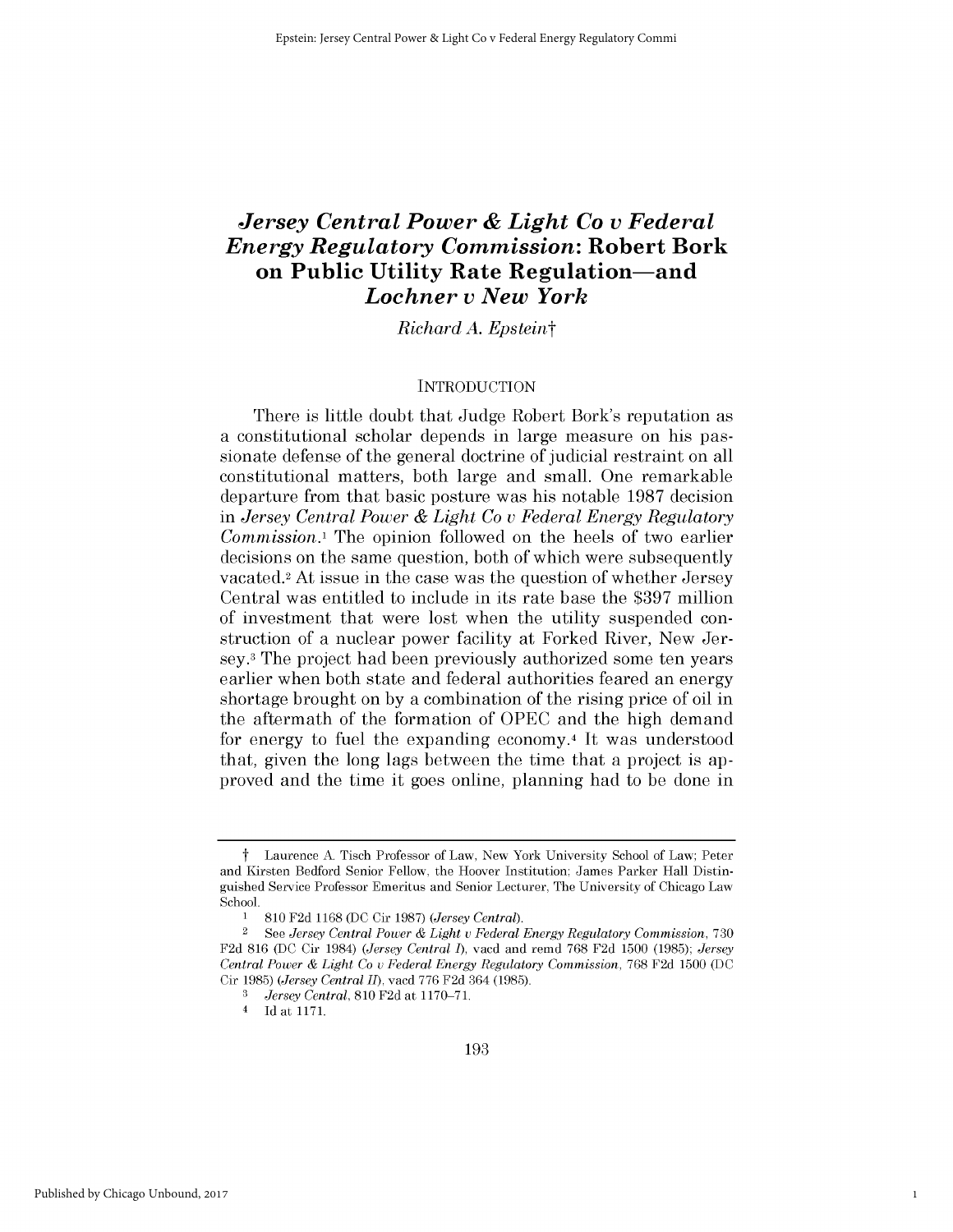# *Jersey Central Power & Light Co v Federal Energy Regulatory Commission*: Robert Bork on Public Utility Rate Regulation—and *Lochner v New York*

*Richard A. Epstein*†

## INTRODUCTION

There is little doubt that Judge Robert Bork's reputation as a constitutional scholar depends in large measure on his passionate defense of the general doctrine of judicial restraint on all constitutional matters, both large and small. One remarkable departure from that basic posture was his notable 1987 decision in *Jersey Central Power & Light Co v Federal Energy Regulatory Commission*.[1] The opinion followed on the heels of two earlier decisions on the same question, both of which were subsequently vacated.[2] At issue in the case was the question of whether Jersey Central was entitled to include in its rate base the $397 million of investment that were lost when the utility suspended construction of a nuclear power facility at Forked River, New Jersey.[3] The project had been previously authorized some ten years earlier when both state and federal authorities feared an energy shortage brought on by a combination of the rising price of oil in the aftermath of the formation of OPEC and the high demand for energy to fuel the expanding economy.[4] It was understood that, given the long lags between the time that a project is approved and the time it goes online, planning had to be done in

---

† Laurence A. Tisch Professor of Law, New York University School of Law; Peter and Kirsten Bedford Senior Fellow, the Hoover Institution; James Parker Hall Distinguished Service Professor Emeritus and Senior Lecturer, The University of Chicago Law School.

1 810 F2d 1168 (DC Cir 1987) (*Jersey Central*).

2 See *Jersey Central Power & Light v Federal Energy Regulatory Commission*, 730 F2d 816 (DC Cir 1984) (*Jersey Central I*), vacd and remd 768 F2d 1500 (1985); *Jersey Central Power & Light Co v Federal Energy Regulatory Commission*, 768 F2d 1500 (DC Cir 1985) (*Jersey Central II*), vacd 776 F2d 364 (1985).

3 *Jersey Central*, 810 F2d at 1170–71.

4 Id at 1171.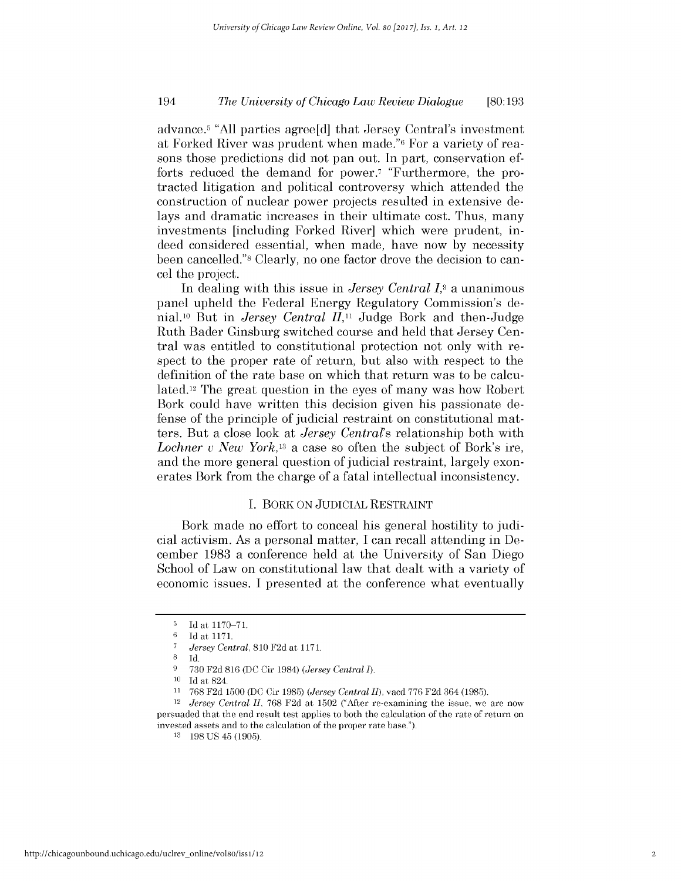advance.[5] "All parties agree[d] that Jersey Central's investment at Forked River was prudent when made."[6] For a variety of reasons those predictions did not pan out. In part, conservation efforts reduced the demand for power.[7] "Furthermore, the protracted litigation and political controversy which attended the construction of nuclear power projects resulted in extensive delays and dramatic increases in their ultimate cost. Thus, many investments [including Forked River] which were prudent, indeed considered essential, when made, have now by necessity been cancelled."[8] Clearly, no one factor drove the decision to cancel the project.

In dealing with this issue in *Jersey Central I*,[9] a unanimous panel upheld the Federal Energy Regulatory Commission's denial.[10] But in *Jersey Central II*,[11] Judge Bork and then-Judge Ruth Bader Ginsburg switched course and held that Jersey Central was entitled to constitutional protection not only with respect to the proper rate of return, but also with respect to the definition of the rate base on which that return was to be calculated.[12] The great question in the eyes of many was how Robert Bork could have written this decision given his passionate defense of the principle of judicial restraint on constitutional matters. But a close look at *Jersey Central*'s relationship both with *Lochner v New York*,[13] a case so often the subject of Bork's ire, and the more general question of judicial restraint, largely exonerates Bork from the charge of a fatal intellectual inconsistency.

## I. BORK ON JUDICIAL RESTRAINT

Bork made no effort to conceal his general hostility to judicial activism. As a personal matter, I can recall attending in December 1983 a conference held at the University of San Diego School of Law on constitutional law that dealt with a variety of economic issues. I presented at the conference what eventually

---

[5] Id at 1170–71.

[6] Id at 1171.

[7] *Jersey Central*, 810 F2d at 1171.

[8] Id.

[9] 730 F2d 816 (DC Cir 1984) (*Jersey Central I*).

[10] Id at 824.

[11] 768 F2d 1500 (DC Cir 1985) (*Jersey Central II*), vacd 776 F2d 364 (1985).

[12] *Jersey Central II*, 768 F2d at 1502 ("After re-examining the issue, we are now persuaded that the end result test applies to both the calculation of the rate of return on invested assets and to the calculation of the proper rate base.").

[13] 198 US 45 (1905).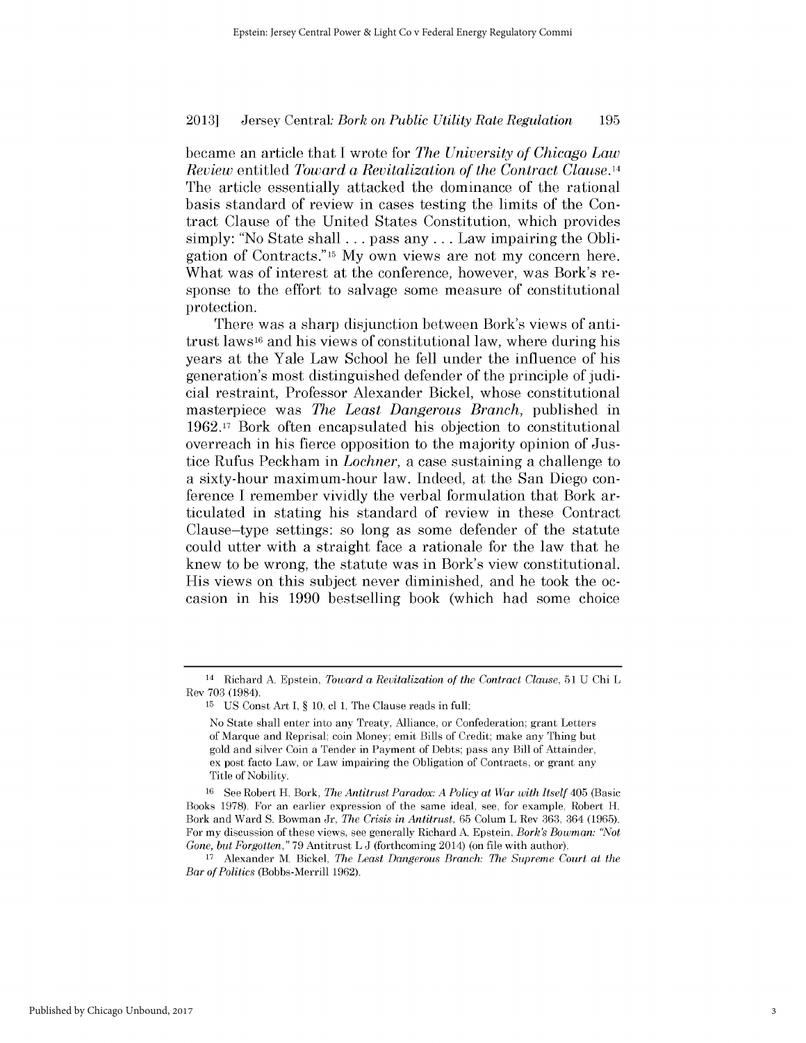became an article that I wrote for *The University of Chicago Law Review* entitled *Toward a Revitalization of the Contract Clause*.[14] The article essentially attacked the dominance of the rational basis standard of review in cases testing the limits of the Contract Clause of the United States Constitution, which provides simply: "No State shall . . . pass any . . . Law impairing the Obligation of Contracts."[15] My own views are not my concern here. What was of interest at the conference, however, was Bork's response to the effort to salvage some measure of constitutional protection.

There was a sharp disjunction between Bork's views of antitrust laws[16] and his views of constitutional law, where during his years at the Yale Law School he fell under the influence of his generation's most distinguished defender of the principle of judicial restraint, Professor Alexander Bickel, whose constitutional masterpiece was *The Least Dangerous Branch*, published in 1962.[17] Bork often encapsulated his objection to constitutional overreach in his fierce opposition to the majority opinion of Justice Rufus Peckham in *Lochner*, a case sustaining a challenge to a sixty-hour maximum-hour law. Indeed, at the San Diego conference I remember vividly the verbal formulation that Bork articulated in stating his standard of review in these Contract Clause–type settings: so long as some defender of the statute could utter with a straight face a rationale for the law that he knew to be wrong, the statute was in Bork's view constitutional. His views on this subject never diminished, and he took the occasion in his 1990 bestselling book (which had some choice

---

[14] Richard A. Epstein, *Toward a Revitalization of the Contract Clause*, 51 U Chi L Rev 703 (1984).

[15] US Const Art I, § 10, cl 1. The Clause reads in full:

> No State shall enter into any Treaty, Alliance, or Confederation; grant Letters of Marque and Reprisal; coin Money; emit Bills of Credit; make any Thing but gold and silver Coin a Tender in Payment of Debts; pass any Bill of Attainder, ex post facto Law, or Law impairing the Obligation of Contracts, or grant any Title of Nobility.

[16] See Robert H. Bork, *The Antitrust Paradox: A Policy at War with Itself* 405 (Basic Books 1978). For an earlier expression of the same ideal, see, for example, Robert H. Bork and Ward S. Bowman Jr, *The Crisis in Antitrust*, 65 Colum L Rev 363, 364 (1965). For my discussion of these views, see generally Richard A. Epstein, *Bork's Bowman: "Not Gone, but Forgotten,"* 79 Antitrust L J (forthcoming 2014) (on file with author).

[17] Alexander M. Bickel, *The Least Dangerous Branch: The Supreme Court at the Bar of Politics* (Bobbs-Merrill 1962).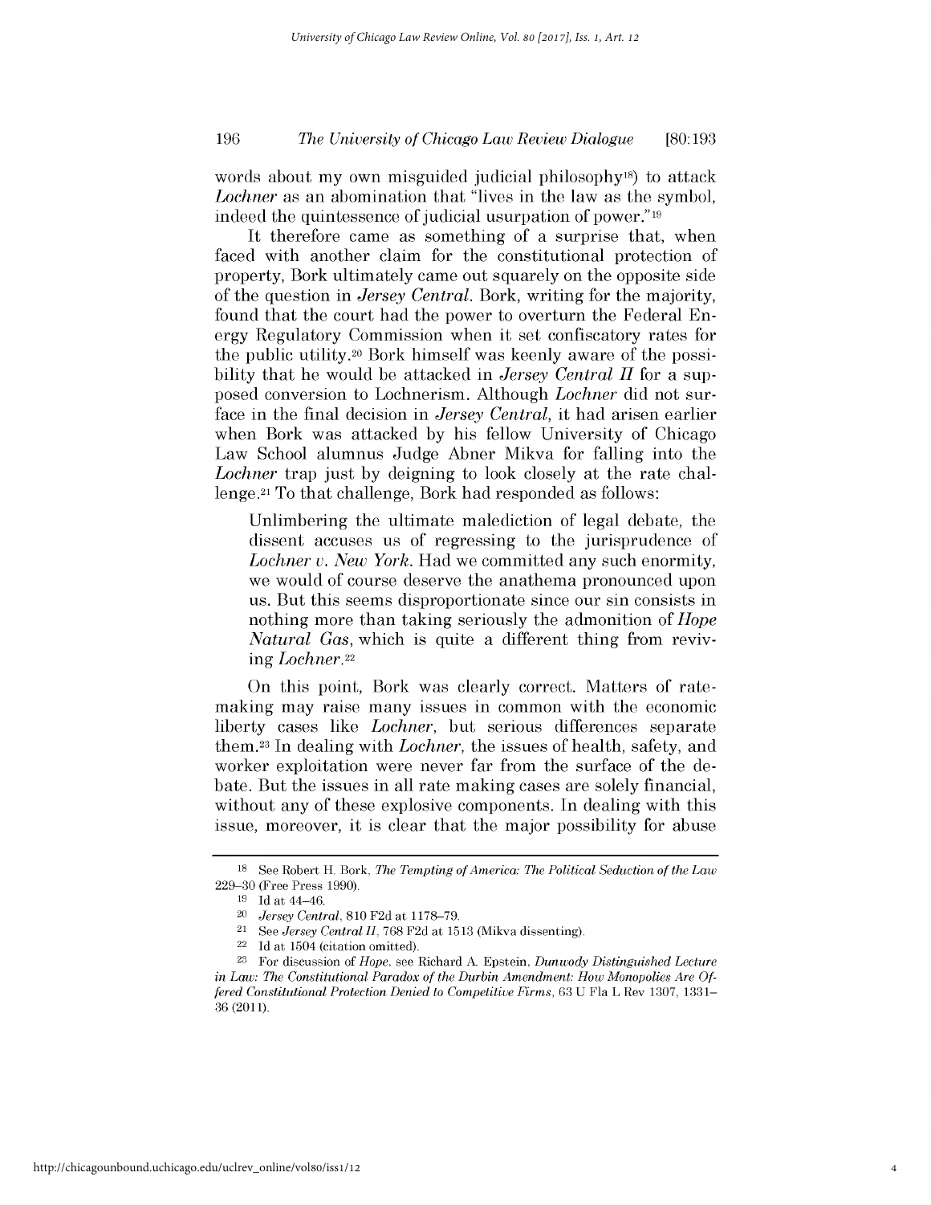words about my own misguided judicial philosophy[18]) to attack *Lochner* as an abomination that "lives in the law as the symbol, indeed the quintessence of judicial usurpation of power."[19]

It therefore came as something of a surprise that, when faced with another claim for the constitutional protection of property, Bork ultimately came out squarely on the opposite side of the question in *Jersey Central*. Bork, writing for the majority, found that the court had the power to overturn the Federal Energy Regulatory Commission when it set confiscatory rates for the public utility.[20] Bork himself was keenly aware of the possibility that he would be attacked in *Jersey Central II* for a supposed conversion to Lochnerism. Although *Lochner* did not surface in the final decision in *Jersey Central*, it had arisen earlier when Bork was attacked by his fellow University of Chicago Law School alumnus Judge Abner Mikva for falling into the *Lochner* trap just by deigning to look closely at the rate challenge.[21] To that challenge, Bork had responded as follows:

> Unlimbering the ultimate malediction of legal debate, the dissent accuses us of regressing to the jurisprudence of *Lochner v. New York*. Had we committed any such enormity, we would of course deserve the anathema pronounced upon us. But this seems disproportionate since our sin consists in nothing more than taking seriously the admonition of *Hope Natural Gas*, which is quite a different thing from reviving *Lochner*.[22]

On this point, Bork was clearly correct. Matters of ratemaking may raise many issues in common with the economic liberty cases like *Lochner*, but serious differences separate them.[23] In dealing with *Lochner*, the issues of health, safety, and worker exploitation were never far from the surface of the debate. But the issues in all rate making cases are solely financial, without any of these explosive components. In dealing with this issue, moreover, it is clear that the major possibility for abuse

---

[18] See Robert H. Bork, *The Tempting of America: The Political Seduction of the Law* 229–30 (Free Press 1990).

[19] Id at 44–46.

[20] *Jersey Central*, 810 F2d at 1178–79.

[21] See *Jersey Central II*, 768 F2d at 1513 (Mikva dissenting).

[22] Id at 1504 (citation omitted).

[23] For discussion of *Hope*, see Richard A. Epstein, *Dunwody Distinguished Lecture in Law: The Constitutional Paradox of the Durbin Amendment: How Monopolies Are Offered Constitutional Protection Denied to Competitive Firms*, 63 U Fla L Rev 1307, 1331–36 (2011).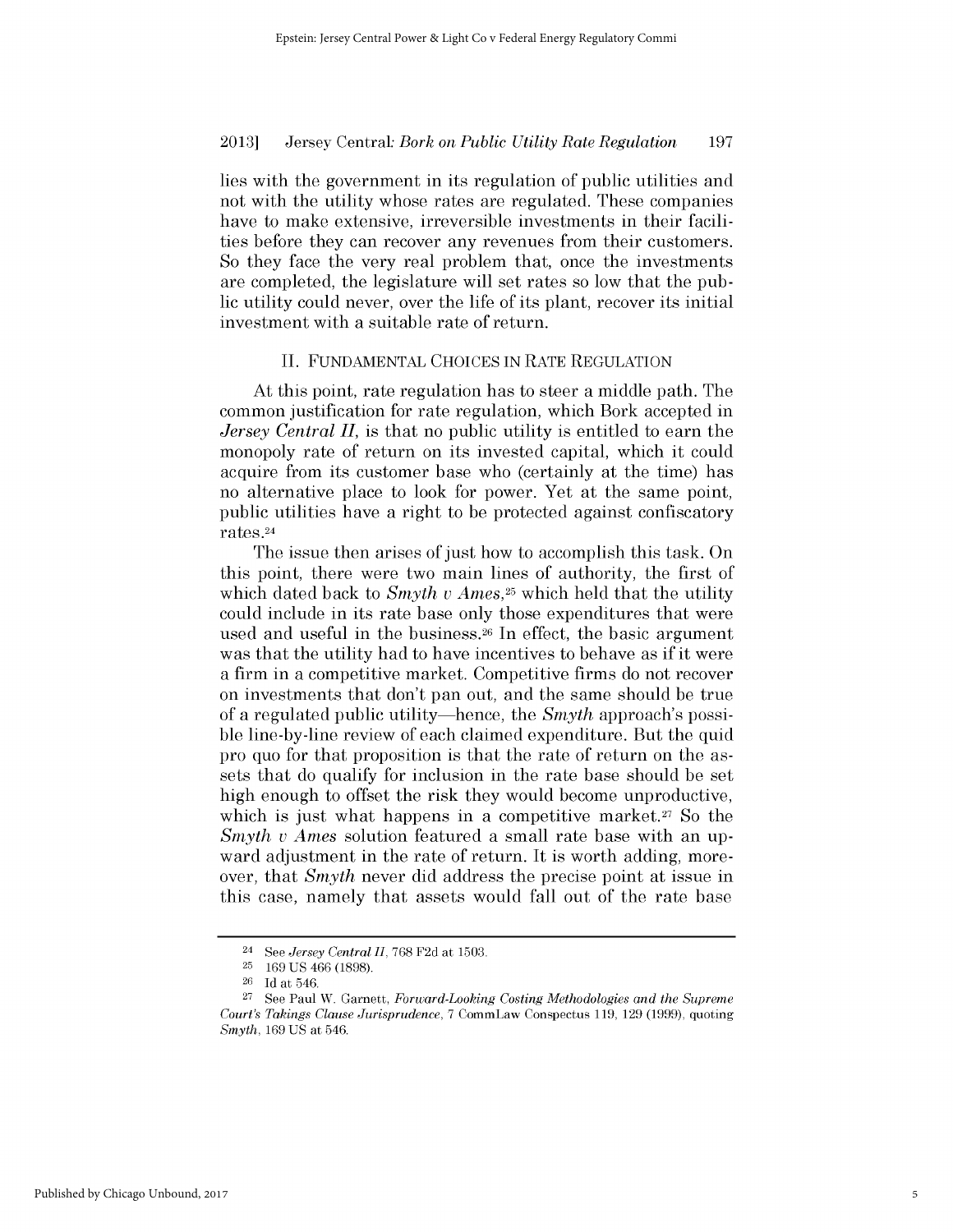lies with the government in its regulation of public utilities and not with the utility whose rates are regulated. These companies have to make extensive, irreversible investments in their facilities before they can recover any revenues from their customers. So they face the very real problem that, once the investments are completed, the legislature will set rates so low that the public utility could never, over the life of its plant, recover its initial investment with a suitable rate of return.

## II. Fundamental Choices in Rate Regulation

At this point, rate regulation has to steer a middle path. The common justification for rate regulation, which Bork accepted in *Jersey Central II*, is that no public utility is entitled to earn the monopoly rate of return on its invested capital, which it could acquire from its customer base who (certainly at the time) has no alternative place to look for power. Yet at the same point, public utilities have a right to be protected against confiscatory rates.[24]

The issue then arises of just how to accomplish this task. On this point, there were two main lines of authority, the first of which dated back to *Smyth v Ames*,[25] which held that the utility could include in its rate base only those expenditures that were used and useful in the business.[26] In effect, the basic argument was that the utility had to have incentives to behave as if it were a firm in a competitive market. Competitive firms do not recover on investments that don't pan out, and the same should be true of a regulated public utility—hence, the *Smyth* approach's possible line-by-line review of each claimed expenditure. But the quid pro quo for that proposition is that the rate of return on the assets that do qualify for inclusion in the rate base should be set high enough to offset the risk they would become unproductive, which is just what happens in a competitive market.[27] So the *Smyth v Ames* solution featured a small rate base with an upward adjustment in the rate of return. It is worth adding, moreover, that *Smyth* never did address the precise point at issue in this case, namely that assets would fall out of the rate base

---

[24] See *Jersey Central II*, 768 F2d at 1503.

[25] 169 US 466 (1898).

[26] Id at 546.

[27] See Paul W. Garnett, *Forward-Looking Costing Methodologies and the Supreme Court's Takings Clause Jurisprudence*, 7 CommLaw Conspectus 119, 129 (1999), quoting *Smyth*, 169 US at 546.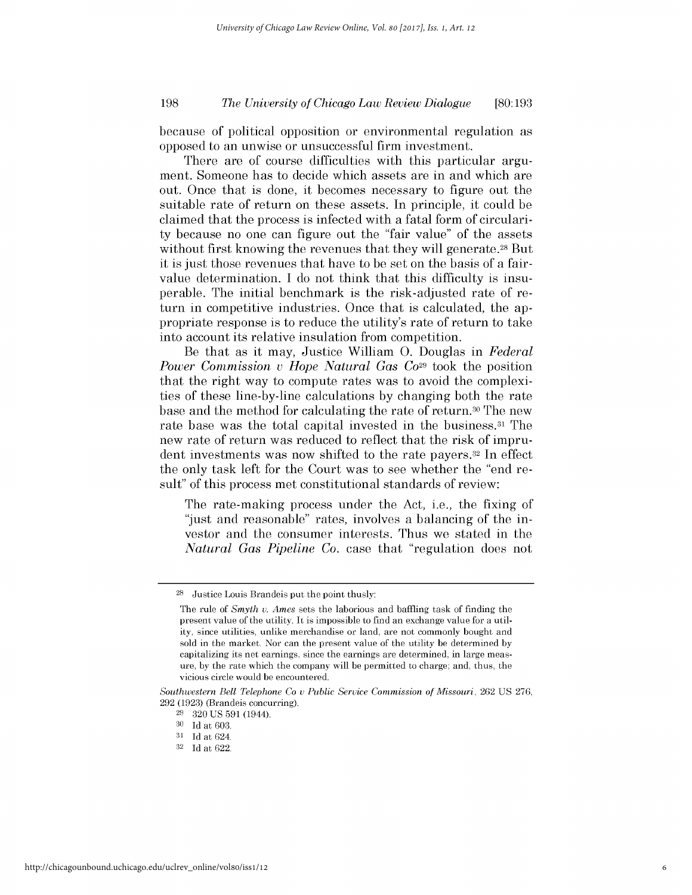because of political opposition or environmental regulation as opposed to an unwise or unsuccessful firm investment.

There are of course difficulties with this particular argument. Someone has to decide which assets are in and which are out. Once that is done, it becomes necessary to figure out the suitable rate of return on these assets. In principle, it could be claimed that the process is infected with a fatal form of circularity because no one can figure out the "fair value" of the assets without first knowing the revenues that they will generate.[28] But it is just those revenues that have to be set on the basis of a fair-value determination. I do not think that this difficulty is insuperable. The initial benchmark is the risk-adjusted rate of return in competitive industries. Once that is calculated, the appropriate response is to reduce the utility's rate of return to take into account its relative insulation from competition.

Be that as it may, Justice William O. Douglas in *Federal Power Commission v Hope Natural Gas Co*[29] took the position that the right way to compute rates was to avoid the complexities of these line-by-line calculations by changing both the rate base and the method for calculating the rate of return.[30] The new rate base was the total capital invested in the business.[31] The new rate of return was reduced to reflect that the risk of imprudent investments was now shifted to the rate payers.[32] In effect the only task left for the Court was to see whether the "end result" of this process met constitutional standards of review:

> The rate-making process under the Act, i.e., the fixing of "just and reasonable" rates, involves a balancing of the investor and the consumer interests. Thus we stated in the *Natural Gas Pipeline Co.* case that "regulation does not

---

[28] Justice Louis Brandeis put the point thusly:

> The rule of *Smyth v. Ames* sets the laborious and baffling task of finding the present value of the utility. It is impossible to find an exchange value for a utility, since utilities, unlike merchandise or land, are not commonly bought and sold in the market. Nor can the present value of the utility be determined by capitalizing its net earnings, since the earnings are determined, in large measure, by the rate which the company will be permitted to charge; and, thus, the vicious circle would be encountered.

*Southwestern Bell Telephone Co v Public Service Commission of Missouri*, 262 US 276, 292 (1923) (Brandeis concurring).

[29] 320 US 591 (1944).

[30] Id at 603.

[31] Id at 624.

[32] Id at 622.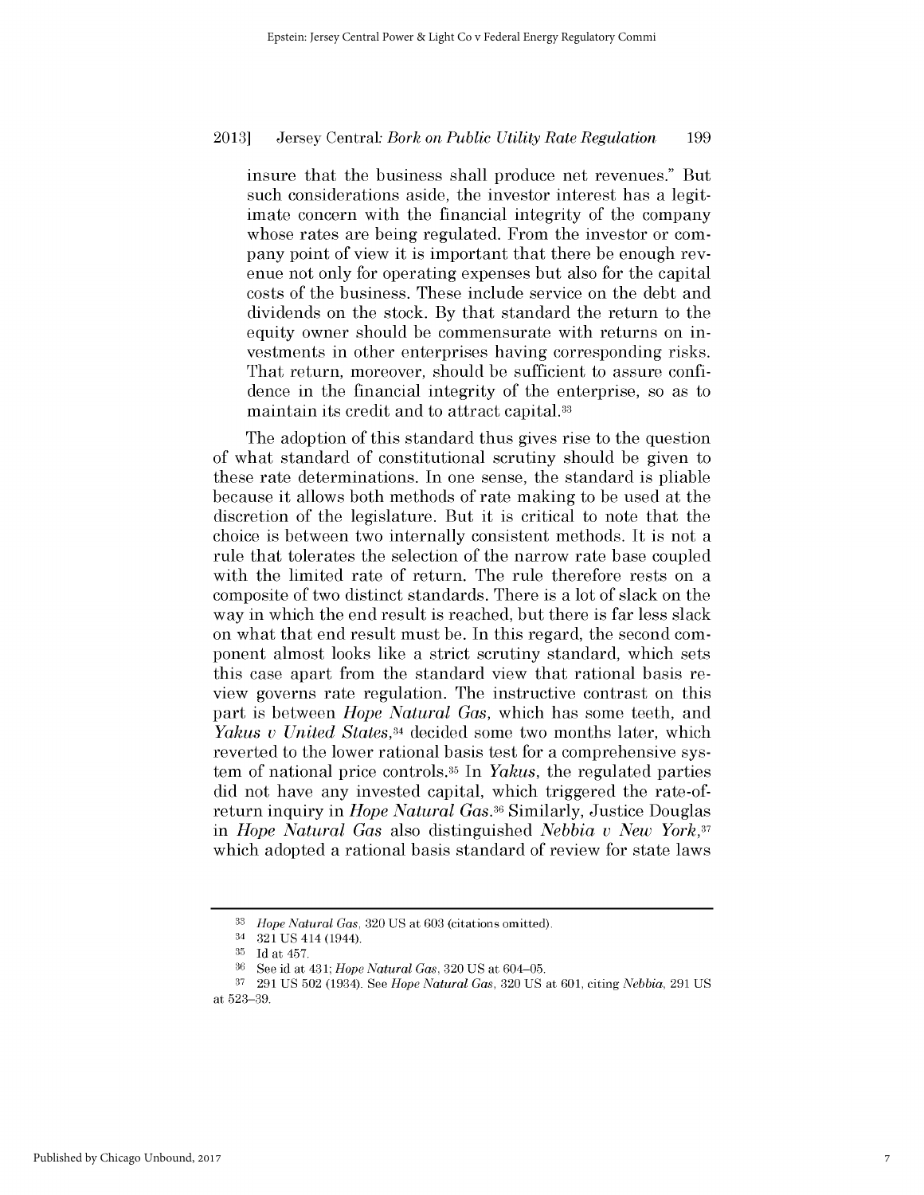insure that the business shall produce net revenues." But such considerations aside, the investor interest has a legitimate concern with the financial integrity of the company whose rates are being regulated. From the investor or company point of view it is important that there be enough revenue not only for operating expenses but also for the capital costs of the business. These include service on the debt and dividends on the stock. By that standard the return to the equity owner should be commensurate with returns on investments in other enterprises having corresponding risks. That return, moreover, should be sufficient to assure confidence in the financial integrity of the enterprise, so as to maintain its credit and to attract capital.[33]

The adoption of this standard thus gives rise to the question of what standard of constitutional scrutiny should be given to these rate determinations. In one sense, the standard is pliable because it allows both methods of rate making to be used at the discretion of the legislature. But it is critical to note that the choice is between two internally consistent methods. It is not a rule that tolerates the selection of the narrow rate base coupled with the limited rate of return. The rule therefore rests on a composite of two distinct standards. There is a lot of slack on the way in which the end result is reached, but there is far less slack on what that end result must be. In this regard, the second component almost looks like a strict scrutiny standard, which sets this case apart from the standard view that rational basis review governs rate regulation. The instructive contrast on this part is between *Hope Natural Gas*, which has some teeth, and *Yakus v United States*,[34] decided some two months later, which reverted to the lower rational basis test for a comprehensive system of national price controls.[35] In *Yakus*, the regulated parties did not have any invested capital, which triggered the rate-of-return inquiry in *Hope Natural Gas*.[36] Similarly, Justice Douglas in *Hope Natural Gas* also distinguished *Nebbia v New York*,[37] which adopted a rational basis standard of review for state laws

---

[33] *Hope Natural Gas*, 320 US at 603 (citations omitted).

[34] 321 US 414 (1944).

[35] Id at 457.

[36] See id at 431; *Hope Natural Gas*, 320 US at 604–05.

[37] 291 US 502 (1934). See *Hope Natural Gas*, 320 US at 601, citing *Nebbia*, 291 US at 523–39.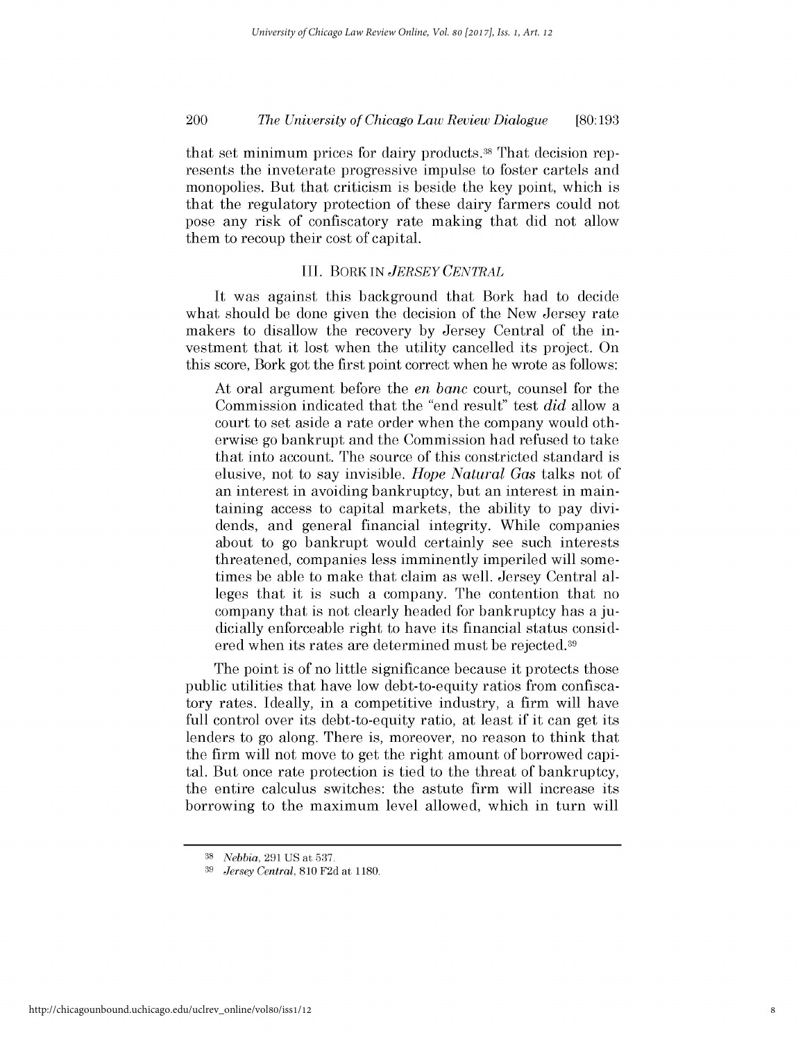that set minimum prices for dairy products.[38] That decision represents the inveterate progressive impulse to foster cartels and monopolies. But that criticism is beside the key point, which is that the regulatory protection of these dairy farmers could not pose any risk of confiscatory rate making that did not allow them to recoup their cost of capital.

## III. BORK IN *JERSEY CENTRAL*

It was against this background that Bork had to decide what should be done given the decision of the New Jersey rate makers to disallow the recovery by Jersey Central of the investment that it lost when the utility cancelled its project. On this score, Bork got the first point correct when he wrote as follows:

> At oral argument before the *en banc* court, counsel for the Commission indicated that the "end result" test *did* allow a court to set aside a rate order when the company would otherwise go bankrupt and the Commission had refused to take that into account. The source of this constricted standard is elusive, not to say invisible. *Hope Natural Gas* talks not of an interest in avoiding bankruptcy, but an interest in maintaining access to capital markets, the ability to pay dividends, and general financial integrity. While companies about to go bankrupt would certainly see such interests threatened, companies less imminently imperiled will sometimes be able to make that claim as well. Jersey Central alleges that it is such a company. The contention that no company that is not clearly headed for bankruptcy has a judicially enforceable right to have its financial status considered when its rates are determined must be rejected.[39]

The point is of no little significance because it protects those public utilities that have low debt-to-equity ratios from confiscatory rates. Ideally, in a competitive industry, a firm will have full control over its debt-to-equity ratio, at least if it can get its lenders to go along. There is, moreover, no reason to think that the firm will not move to get the right amount of borrowed capital. But once rate protection is tied to the threat of bankruptcy, the entire calculus switches: the astute firm will increase its borrowing to the maximum level allowed, which in turn will

---

[38] *Nebbia*, 291 US at 537.

[39] *Jersey Central*, 810 F2d at 1180.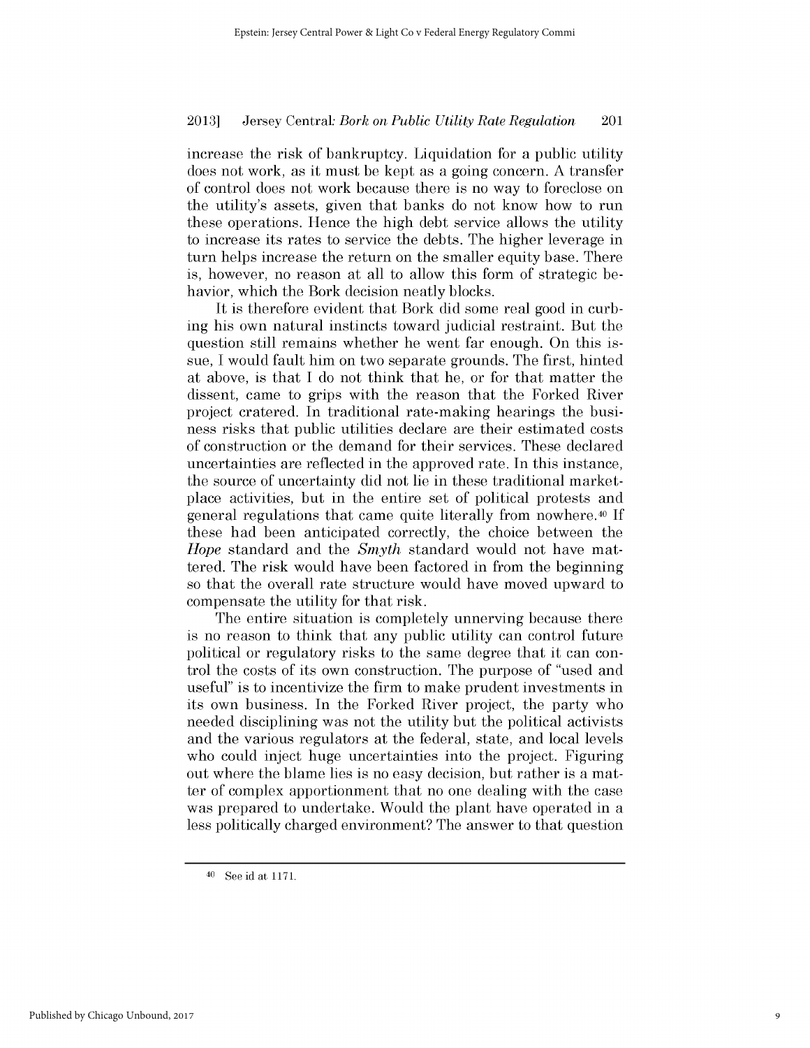increase the risk of bankruptcy. Liquidation for a public utility does not work, as it must be kept as a going concern. A transfer of control does not work because there is no way to foreclose on the utility's assets, given that banks do not know how to run these operations. Hence the high debt service allows the utility to increase its rates to service the debts. The higher leverage in turn helps increase the return on the smaller equity base. There is, however, no reason at all to allow this form of strategic behavior, which the Bork decision neatly blocks.

It is therefore evident that Bork did some real good in curbing his own natural instincts toward judicial restraint. But the question still remains whether he went far enough. On this issue, I would fault him on two separate grounds. The first, hinted at above, is that I do not think that he, or for that matter the dissent, came to grips with the reason that the Forked River project cratered. In traditional rate-making hearings the business risks that public utilities declare are their estimated costs of construction or the demand for their services. These declared uncertainties are reflected in the approved rate. In this instance, the source of uncertainty did not lie in these traditional marketplace activities, but in the entire set of political protests and general regulations that came quite literally from nowhere.[40] If these had been anticipated correctly, the choice between the *Hope* standard and the *Smyth* standard would not have mattered. The risk would have been factored in from the beginning so that the overall rate structure would have moved upward to compensate the utility for that risk.

The entire situation is completely unnerving because there is no reason to think that any public utility can control future political or regulatory risks to the same degree that it can control the costs of its own construction. The purpose of "used and useful" is to incentivize the firm to make prudent investments in its own business. In the Forked River project, the party who needed disciplining was not the utility but the political activists and the various regulators at the federal, state, and local levels who could inject huge uncertainties into the project. Figuring out where the blame lies is no easy decision, but rather is a matter of complex apportionment that no one dealing with the case was prepared to undertake. Would the plant have operated in a less politically charged environment? The answer to that question

---

[40] See id at 1171.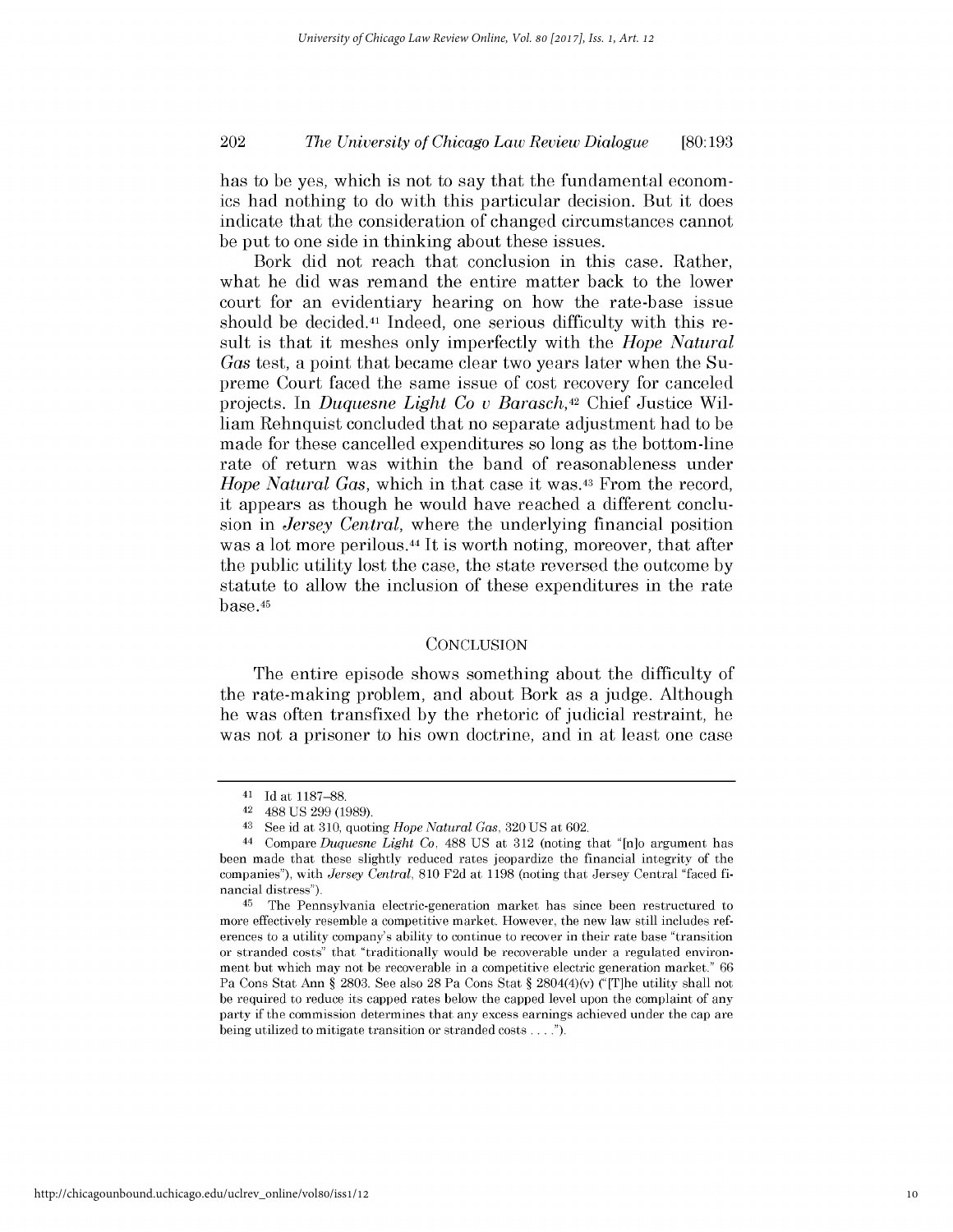has to be yes, which is not to say that the fundamental economics had nothing to do with this particular decision. But it does indicate that the consideration of changed circumstances cannot be put to one side in thinking about these issues.

Bork did not reach that conclusion in this case. Rather, what he did was remand the entire matter back to the lower court for an evidentiary hearing on how the rate-base issue should be decided.[41] Indeed, one serious difficulty with this result is that it meshes only imperfectly with the *Hope Natural Gas* test, a point that became clear two years later when the Supreme Court faced the same issue of cost recovery for canceled projects. In *Duquesne Light Co v Barasch*,[42] Chief Justice William Rehnquist concluded that no separate adjustment had to be made for these cancelled expenditures so long as the bottom-line rate of return was within the band of reasonableness under *Hope Natural Gas*, which in that case it was.[43] From the record, it appears as though he would have reached a different conclusion in *Jersey Central*, where the underlying financial position was a lot more perilous.[44] It is worth noting, moreover, that after the public utility lost the case, the state reversed the outcome by statute to allow the inclusion of these expenditures in the rate base.[45]

## CONCLUSION

The entire episode shows something about the difficulty of the rate-making problem, and about Bork as a judge. Although he was often transfixed by the rhetoric of judicial restraint, he was not a prisoner to his own doctrine, and in at least one case

---

41 Id at 1187–88.

42 488 US 299 (1989).

43 See id at 310, quoting *Hope Natural Gas*, 320 US at 602.

44 Compare *Duquesne Light Co*, 488 US at 312 (noting that "[n]o argument has been made that these slightly reduced rates jeopardize the financial integrity of the companies"), with *Jersey Central*, 810 F2d at 1198 (noting that Jersey Central "faced financial distress").

45 The Pennsylvania electric-generation market has since been restructured to more effectively resemble a competitive market. However, the new law still includes references to a utility company's ability to continue to recover in their rate base "transition or stranded costs" that "traditionally would be recoverable under a regulated environment but which may not be recoverable in a competitive electric generation market." 66 Pa Cons Stat Ann § 2803. See also 28 Pa Cons Stat § 2804(4)(v) ("[T]he utility shall not be required to reduce its capped rates below the capped level upon the complaint of any party if the commission determines that any excess earnings achieved under the cap are being utilized to mitigate transition or stranded costs . . . .").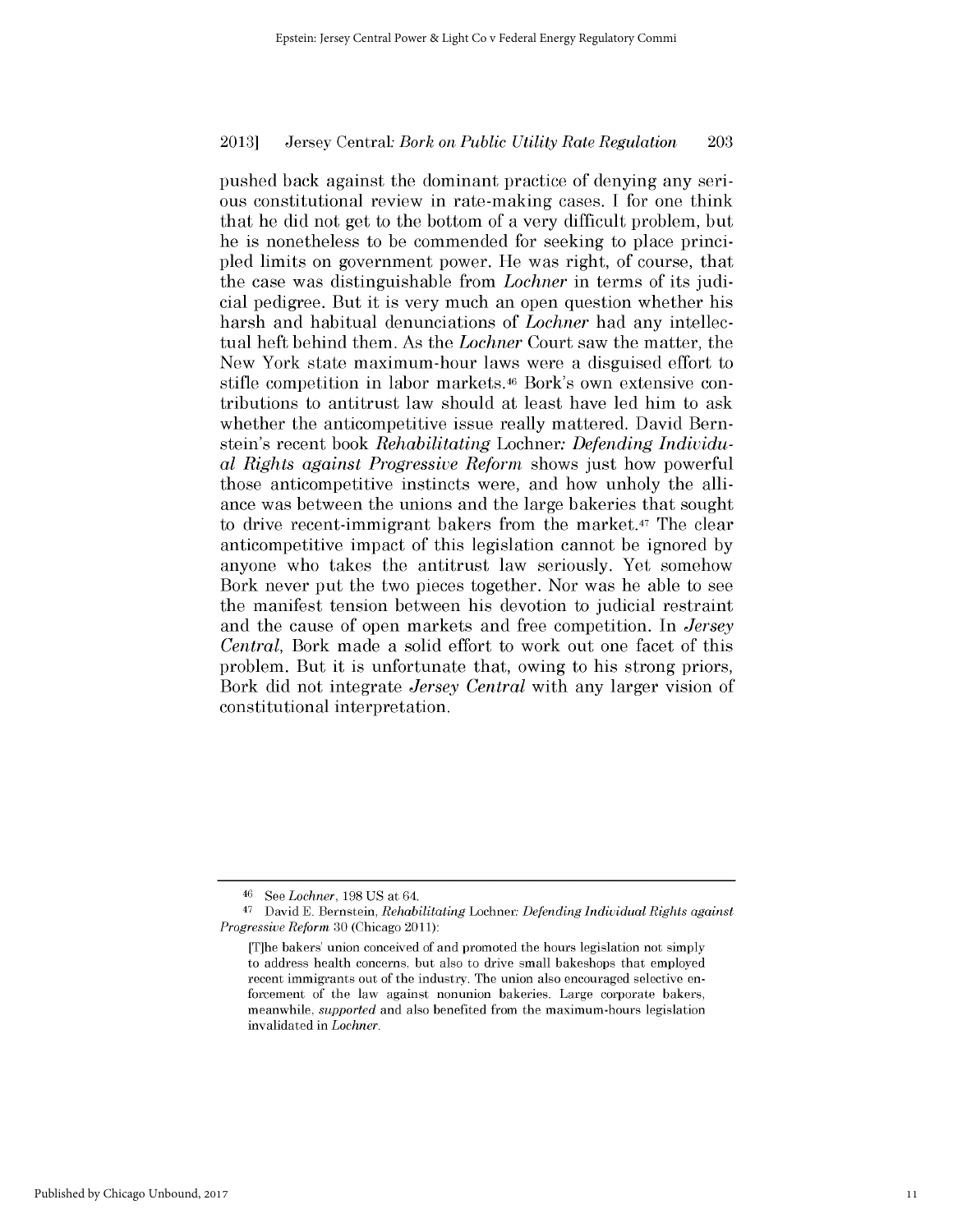pushed back against the dominant practice of denying any serious constitutional review in rate-making cases. I for one think that he did not get to the bottom of a very difficult problem, but he is nonetheless to be commended for seeking to place principled limits on government power. He was right, of course, that the case was distinguishable from *Lochner* in terms of its judicial pedigree. But it is very much an open question whether his harsh and habitual denunciations of *Lochner* had any intellectual heft behind them. As the *Lochner* Court saw the matter, the New York state maximum-hour laws were a disguised effort to stifle competition in labor markets.[46] Bork's own extensive contributions to antitrust law should at least have led him to ask whether the anticompetitive issue really mattered. David Bernstein's recent book *Rehabilitating* Lochner*: Defending Individual Rights against Progressive Reform* shows just how powerful those anticompetitive instincts were, and how unholy the alliance was between the unions and the large bakeries that sought to drive recent-immigrant bakers from the market.[47] The clear anticompetitive impact of this legislation cannot be ignored by anyone who takes the antitrust law seriously. Yet somehow Bork never put the two pieces together. Nor was he able to see the manifest tension between his devotion to judicial restraint and the cause of open markets and free competition. In *Jersey Central*, Bork made a solid effort to work out one facet of this problem. But it is unfortunate that, owing to his strong priors, Bork did not integrate *Jersey Central* with any larger vision of constitutional interpretation.

---

[46] See *Lochner*, 198 US at 64.

[47] David E. Bernstein, *Rehabilitating* Lochner*: Defending Individual Rights against Progressive Reform* 30 (Chicago 2011):

> [T]he bakers' union conceived of and promoted the hours legislation not simply to address health concerns, but also to drive small bakeshops that employed recent immigrants out of the industry. The union also encouraged selective enforcement of the law against nonunion bakeries. Large corporate bakers, meanwhile, *supported* and also benefited from the maximum-hours legislation invalidated in *Lochner*.